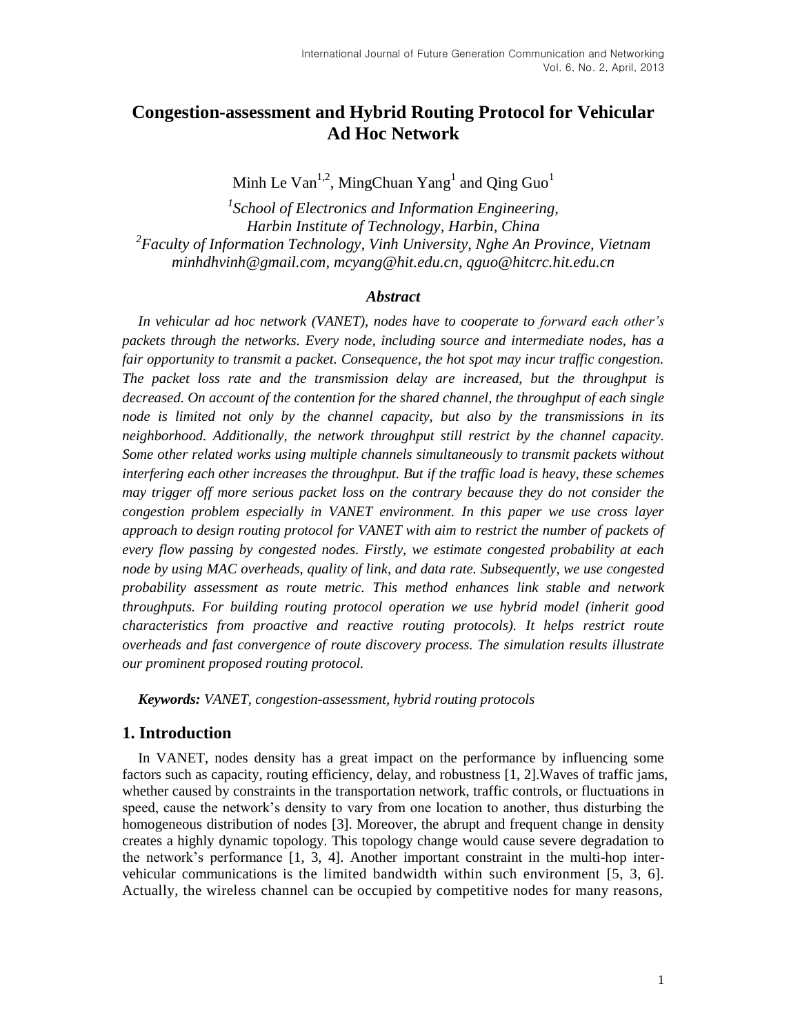# Congestion-assessment and Hybrid Routing Protocol for Vehicular Ad Hoc Network

Minh Le Van[1,2], MingChuan Yang[1] and Qing Guo[1]

[1]*School of Electronics and Information Engineering, Harbin Institute of Technology, Harbin, China*
[2]*Faculty of Information Technology, Vinh University, Nghe An Province, Vietnam*
*minhdhvinh@gmail.com, mcyang@hit.edu.cn, qguo@hitcrc.hit.edu.cn*

### *Abstract*

*In vehicular ad hoc network (VANET), nodes have to cooperate to forward each other's packets through the networks. Every node, including source and intermediate nodes, has a fair opportunity to transmit a packet. Consequence, the hot spot may incur traffic congestion. The packet loss rate and the transmission delay are increased, but the throughput is decreased. On account of the contention for the shared channel, the throughput of each single node is limited not only by the channel capacity, but also by the transmissions in its neighborhood. Additionally, the network throughput still restrict by the channel capacity. Some other related works using multiple channels simultaneously to transmit packets without interfering each other increases the throughput. But if the traffic load is heavy, these schemes may trigger off more serious packet loss on the contrary because they do not consider the congestion problem especially in VANET environment. In this paper we use cross layer approach to design routing protocol for VANET with aim to restrict the number of packets of every flow passing by congested nodes. Firstly, we estimate congested probability at each node by using MAC overheads, quality of link, and data rate. Subsequently, we use congested probability assessment as route metric. This method enhances link stable and network throughputs. For building routing protocol operation we use hybrid model (inherit good characteristics from proactive and reactive routing protocols). It helps restrict route overheads and fast convergence of route discovery process. The simulation results illustrate our prominent proposed routing protocol.*

***Keywords:*** *VANET, congestion-assessment, hybrid routing protocols*

## 1. Introduction

In VANET, nodes density has a great impact on the performance by influencing some factors such as capacity, routing efficiency, delay, and robustness [1, 2].Waves of traffic jams, whether caused by constraints in the transportation network, traffic controls, or fluctuations in speed, cause the network's density to vary from one location to another, thus disturbing the homogeneous distribution of nodes [3]. Moreover, the abrupt and frequent change in density creates a highly dynamic topology. This topology change would cause severe degradation to the network's performance [1, 3, 4]. Another important constraint in the multi-hop inter-vehicular communications is the limited bandwidth within such environment [5, 3, 6]. Actually, the wireless channel can be occupied by competitive nodes for many reasons,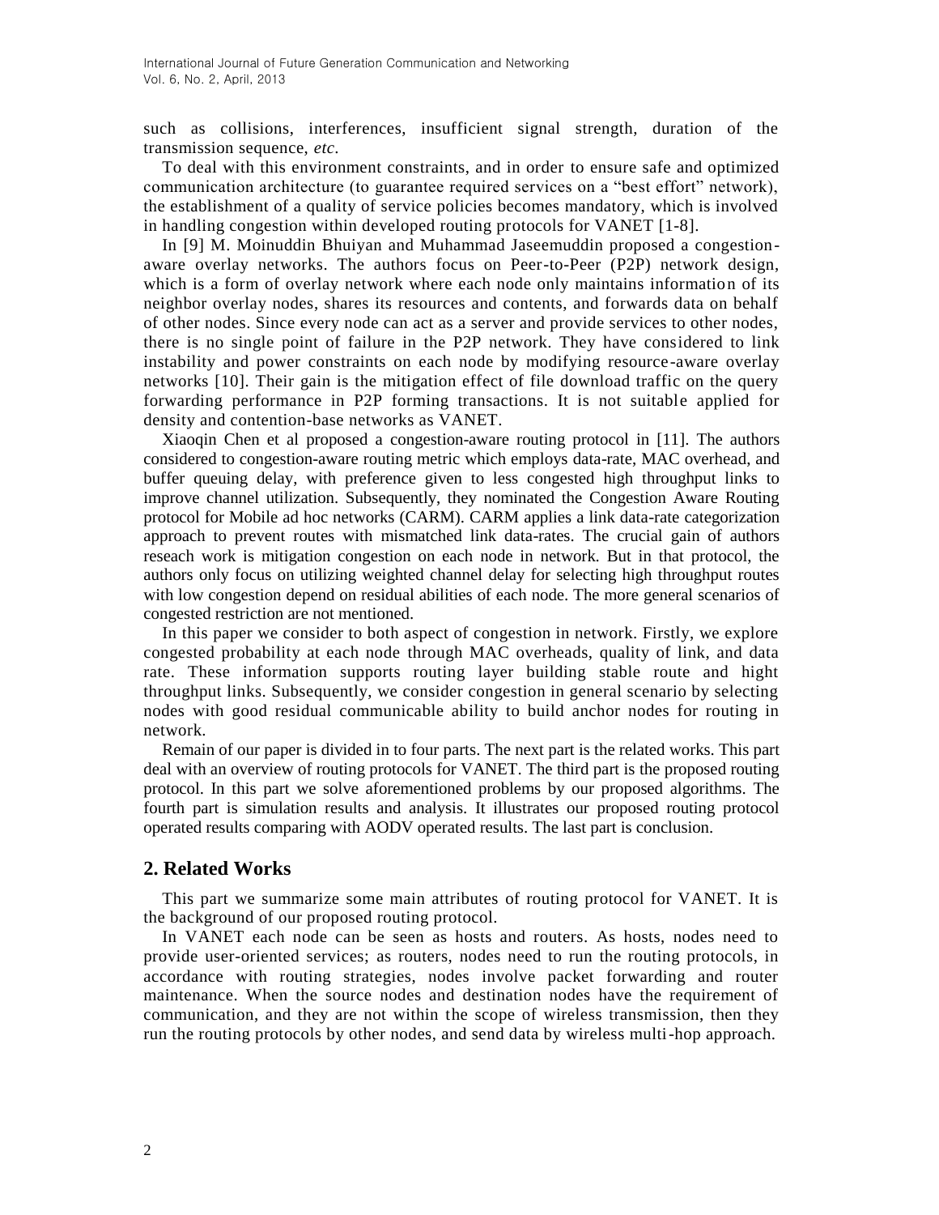such as collisions, interferences, insufficient signal strength, duration of the transmission sequence, *etc*.

To deal with this environment constraints, and in order to ensure safe and optimized communication architecture (to guarantee required services on a "best effort" network), the establishment of a quality of service policies becomes mandatory, which is involved in handling congestion within developed routing protocols for VANET [1-8].

In [9] M. Moinuddin Bhuiyan and Muhammad Jaseemuddin proposed a congestion-aware overlay networks. The authors focus on Peer-to-Peer (P2P) network design, which is a form of overlay network where each node only maintains information of its neighbor overlay nodes, shares its resources and contents, and forwards data on behalf of other nodes. Since every node can act as a server and provide services to other nodes, there is no single point of failure in the P2P network. They have considered to link instability and power constraints on each node by modifying resource-aware overlay networks [10]. Their gain is the mitigation effect of file download traffic on the query forwarding performance in P2P forming transactions. It is not suitable applied for density and contention-base networks as VANET.

Xiaoqin Chen et al proposed a congestion-aware routing protocol in [11]. The authors considered to congestion-aware routing metric which employs data-rate, MAC overhead, and buffer queuing delay, with preference given to less congested high throughput links to improve channel utilization. Subsequently, they nominated the Congestion Aware Routing protocol for Mobile ad hoc networks (CARM). CARM applies a link data-rate categorization approach to prevent routes with mismatched link data-rates. The crucial gain of authors reseach work is mitigation congestion on each node in network. But in that protocol, the authors only focus on utilizing weighted channel delay for selecting high throughput routes with low congestion depend on residual abilities of each node. The more general scenarios of congested restriction are not mentioned.

In this paper we consider to both aspect of congestion in network. Firstly, we explore congested probability at each node through MAC overheads, quality of link, and data rate. These information supports routing layer building stable route and hight throughput links. Subsequently, we consider congestion in general scenario by selecting nodes with good residual communicable ability to build anchor nodes for routing in network.

Remain of our paper is divided in to four parts. The next part is the related works. This part deal with an overview of routing protocols for VANET. The third part is the proposed routing protocol. In this part we solve aforementioned problems by our proposed algorithms. The fourth part is simulation results and analysis. It illustrates our proposed routing protocol operated results comparing with AODV operated results. The last part is conclusion.

## 2. Related Works

This part we summarize some main attributes of routing protocol for VANET. It is the background of our proposed routing protocol.

In VANET each node can be seen as hosts and routers. As hosts, nodes need to provide user-oriented services; as routers, nodes need to run the routing protocols, in accordance with routing strategies, nodes involve packet forwarding and router maintenance. When the source nodes and destination nodes have the requirement of communication, and they are not within the scope of wireless transmission, then they run the routing protocols by other nodes, and send data by wireless multi-hop approach.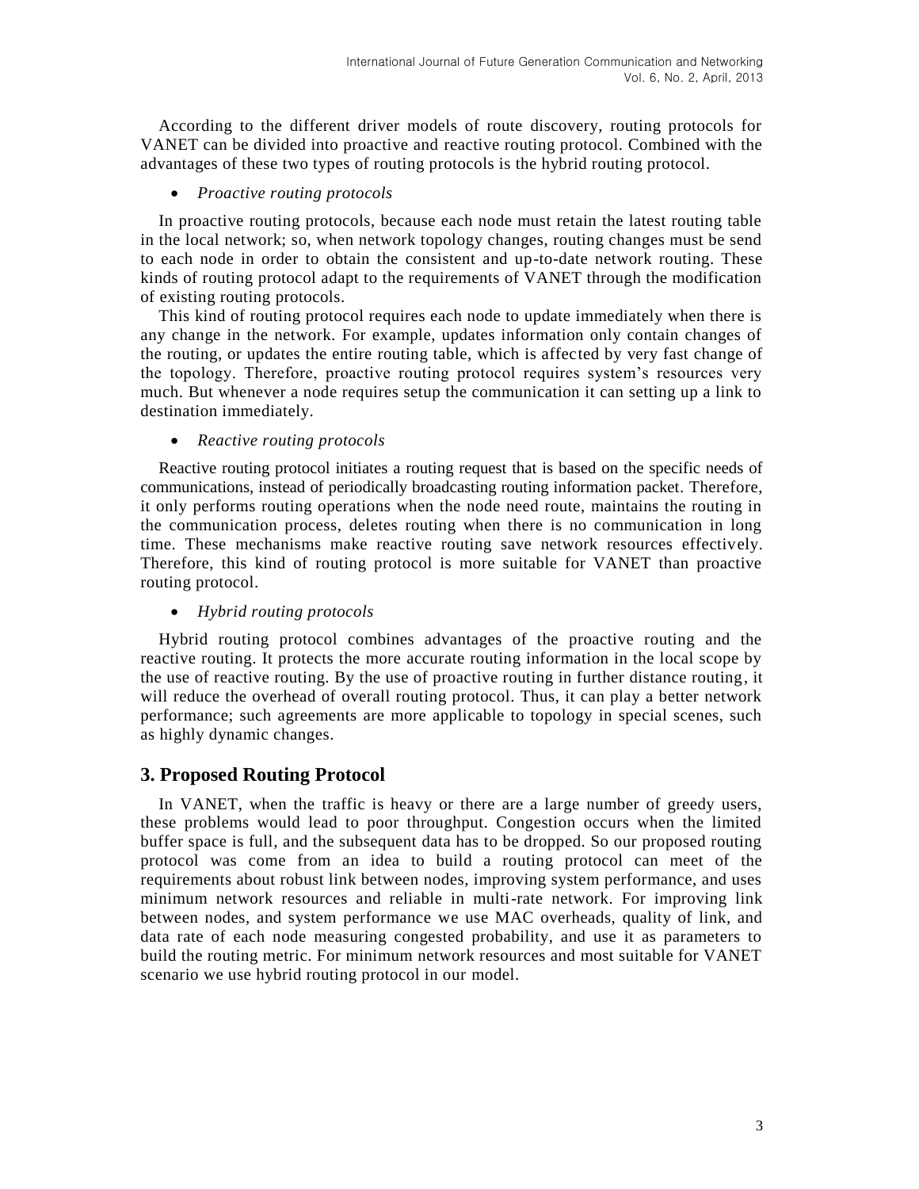According to the different driver models of route discovery, routing protocols for VANET can be divided into proactive and reactive routing protocol. Combined with the advantages of these two types of routing protocols is the hybrid routing protocol.

- *Proactive routing protocols*

In proactive routing protocols, because each node must retain the latest routing table in the local network; so, when network topology changes, routing changes must be send to each node in order to obtain the consistent and up-to-date network routing. These kinds of routing protocol adapt to the requirements of VANET through the modification of existing routing protocols.

This kind of routing protocol requires each node to update immediately when there is any change in the network. For example, updates information only contain changes of the routing, or updates the entire routing table, which is affected by very fast change of the topology. Therefore, proactive routing protocol requires system's resources very much. But whenever a node requires setup the communication it can setting up a link to destination immediately.

- *Reactive routing protocols*

Reactive routing protocol initiates a routing request that is based on the specific needs of communications, instead of periodically broadcasting routing information packet. Therefore, it only performs routing operations when the node need route, maintains the routing in the communication process, deletes routing when there is no communication in long time. These mechanisms make reactive routing save network resources effectively. Therefore, this kind of routing protocol is more suitable for VANET than proactive routing protocol.

- *Hybrid routing protocols*

Hybrid routing protocol combines advantages of the proactive routing and the reactive routing. It protects the more accurate routing information in the local scope by the use of reactive routing. By the use of proactive routing in further distance routing, it will reduce the overhead of overall routing protocol. Thus, it can play a better network performance; such agreements are more applicable to topology in special scenes, such as highly dynamic changes.

## 3. Proposed Routing Protocol

In VANET, when the traffic is heavy or there are a large number of greedy users, these problems would lead to poor throughput. Congestion occurs when the limited buffer space is full, and the subsequent data has to be dropped. So our proposed routing protocol was come from an idea to build a routing protocol can meet of the requirements about robust link between nodes, improving system performance, and uses minimum network resources and reliable in multi-rate network. For improving link between nodes, and system performance we use MAC overheads, quality of link, and data rate of each node measuring congested probability, and use it as parameters to build the routing metric. For minimum network resources and most suitable for VANET scenario we use hybrid routing protocol in our model.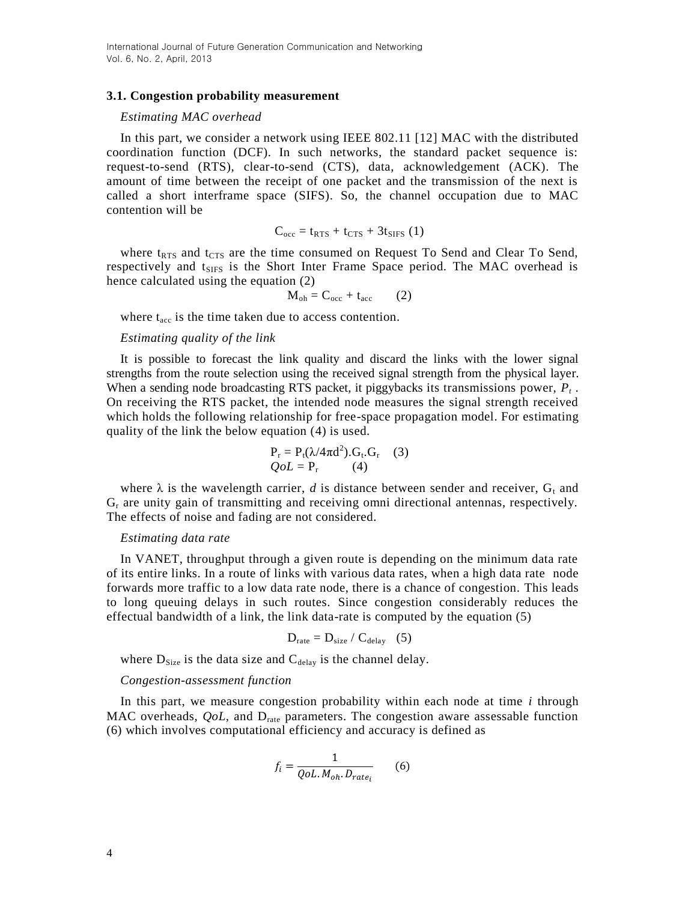### 3.1. Congestion probability measurement

*Estimating MAC overhead*

In this part, we consider a network using IEEE 802.11 [12] MAC with the distributed coordination function (DCF). In such networks, the standard packet sequence is: request-to-send (RTS), clear-to-send (CTS), data, acknowledgement (ACK). The amount of time between the receipt of one packet and the transmission of the next is called a short interframe space (SIFS). So, the channel occupation due to MAC contention will be

$$C_{occ} = t_{RTS} + t_{CTS} + 3t_{SIFS} \quad (1)$$

where $t_{RTS}$ and $t_{CTS}$ are the time consumed on Request To Send and Clear To Send, respectively and $t_{SIFS}$ is the Short Inter Frame Space period. The MAC overhead is hence calculated using the equation (2)

$$M_{oh} = C_{occ} + t_{acc} \quad (2)$$

where $t_{acc}$ is the time taken due to access contention.

*Estimating quality of the link*

It is possible to forecast the link quality and discard the links with the lower signal strengths from the route selection using the received signal strength from the physical layer. When a sending node broadcasting RTS packet, it piggybacks its transmissions power, $P_t$ . On receiving the RTS packet, the intended node measures the signal strength received which holds the following relationship for free-space propagation model. For estimating quality of the link the below equation (4) is used.

$$P_r = P_t(\lambda/4\pi d^2).G_t.G_r \quad (3)$$

$$QoL = P_r \quad (4)$$

where $\lambda$ is the wavelength carrier, $d$ is distance between sender and receiver, $G_t$ and $G_r$ are unity gain of transmitting and receiving omni directional antennas, respectively. The effects of noise and fading are not considered.

*Estimating data rate*

In VANET, throughput through a given route is depending on the minimum data rate of its entire links. In a route of links with various data rates, when a high data rate node forwards more traffic to a low data rate node, there is a chance of congestion. This leads to long queuing delays in such routes. Since congestion considerably reduces the effectual bandwidth of a link, the link data-rate is computed by the equation (5)

$$D_{rate} = D_{size} / C_{delay} \quad (5)$$

where $D_{Size}$ is the data size and $C_{delay}$ is the channel delay.

*Congestion-assessment function*

In this part, we measure congestion probability within each node at time $i$ through MAC overheads, $QoL$, and $D_{rate}$ parameters. The congestion aware assessable function (6) which involves computational efficiency and accuracy is defined as

$$f_i = \frac{1}{QoL.M_{oh}.D_{rate_i}} \quad (6)$$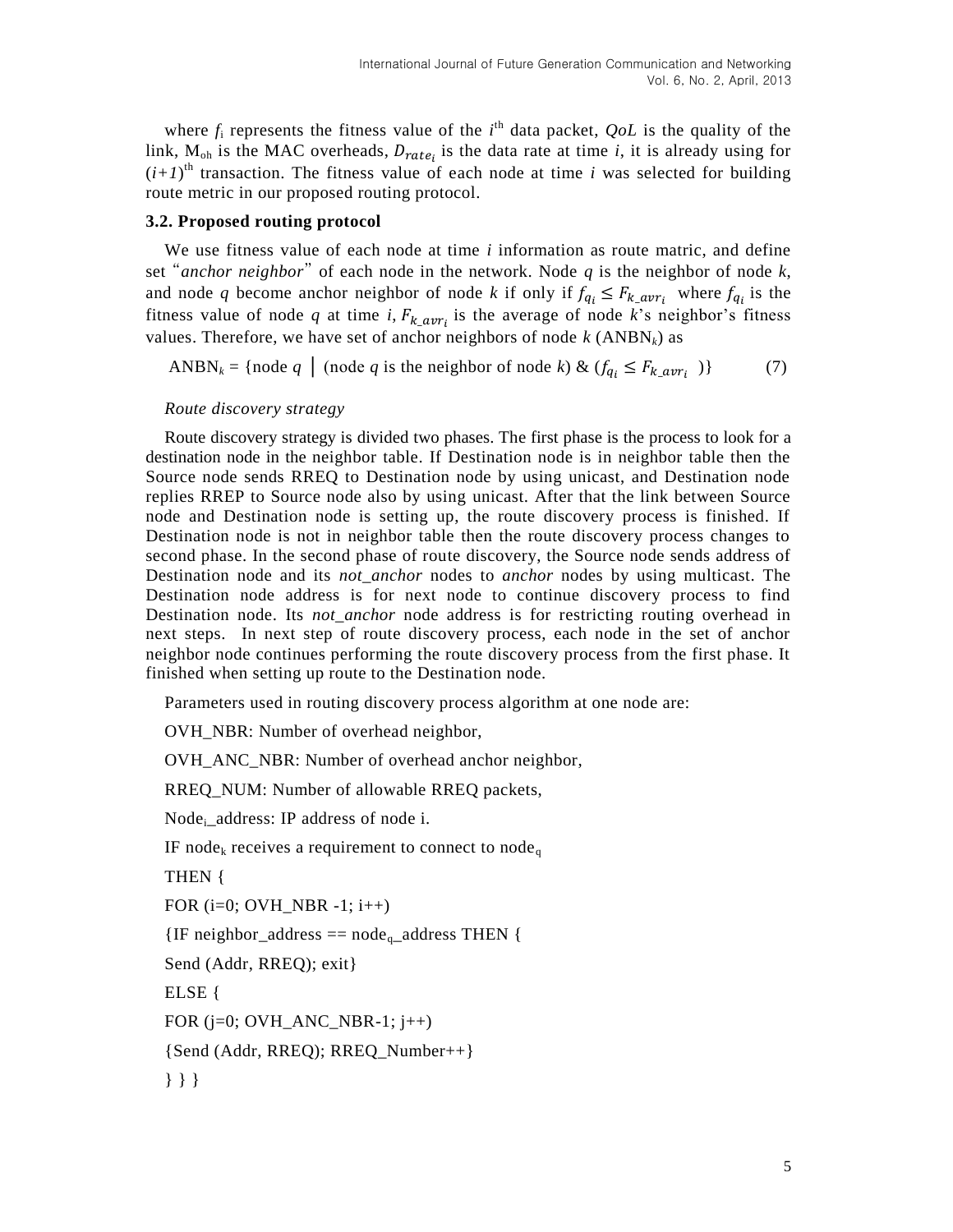where $f_i$ represents the fitness value of the $i^{th}$ data packet, *QoL* is the quality of the link, $M_{oh}$ is the MAC overheads, $D_{rate_i}$ is the data rate at time *i*, it is already using for $(i+1)^{th}$ transaction. The fitness value of each node at time *i* was selected for building route metric in our proposed routing protocol.

### 3.2. Proposed routing protocol

We use fitness value of each node at time *i* information as route matric, and define set "*anchor neighbor*" of each node in the network. Node *q* is the neighbor of node *k*, and node *q* become anchor neighbor of node *k* if only if $f_{q_i} \leq F_{k\_avr_i}$ where $f_{q_i}$ is the fitness value of node *q* at time *i*, $F_{k\_avr_i}$ is the average of node *k*'s neighbor's fitness values. Therefore, we have set of anchor neighbors of node *k* ($ANBN_k$) as

$$ANBN_k = \{\text{node } q \mid (\text{node } q \text{ is the neighbor of node } k) \;\&\; (f_{q_i} \leq F_{k\_avr_i})\} \qquad (7)$$

*Route discovery strategy*

Route discovery strategy is divided two phases. The first phase is the process to look for a destination node in the neighbor table. If Destination node is in neighbor table then the Source node sends RREQ to Destination node by using unicast, and Destination node replies RREP to Source node also by using unicast. After that the link between Source node and Destination node is setting up, the route discovery process is finished. If Destination node is not in neighbor table then the route discovery process changes to second phase. In the second phase of route discovery, the Source node sends address of Destination node and its *not_anchor* nodes to *anchor* nodes by using multicast. The Destination node address is for next node to continue discovery process to find Destination node. Its *not_anchor* node address is for restricting routing overhead in next steps. In next step of route discovery process, each node in the set of anchor neighbor node continues performing the route discovery process from the first phase. It finished when setting up route to the Destination node.

Parameters used in routing discovery process algorithm at one node are:

OVH_NBR: Number of overhead neighbor,

OVH_ANC_NBR: Number of overhead anchor neighbor,

RREQ_NUM: Number of allowable RREQ packets,

$Node_i$_address: IP address of node i.

```
IF node_k receives a requirement to connect to node_q
THEN {
FOR (i=0; OVH_NBR -1; i++)
{IF neighbor_address == node_q_address THEN {
Send (Addr, RREQ); exit}
ELSE {
FOR (j=0; OVH_ANC_NBR-1; j++)
{Send (Addr, RREQ); RREQ_Number++}
} } }
```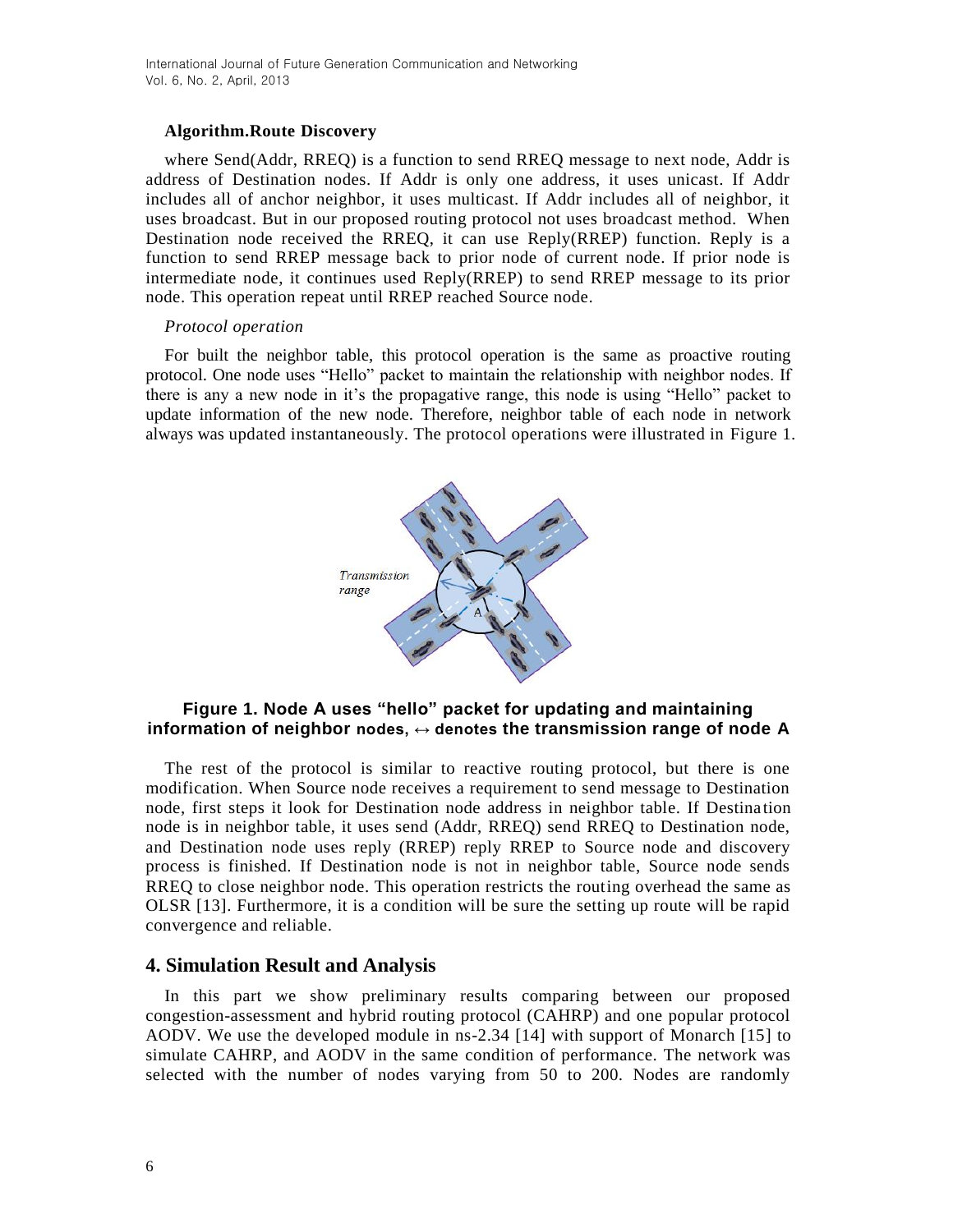**Algorithm.Route Discovery**

where Send(Addr, RREQ) is a function to send RREQ message to next node, Addr is address of Destination nodes. If Addr is only one address, it uses unicast. If Addr includes all of anchor neighbor, it uses multicast. If Addr includes all of neighbor, it uses broadcast. But in our proposed routing protocol not uses broadcast method. When Destination node received the RREQ, it can use Reply(RREP) function. Reply is a function to send RREP message back to prior node of current node. If prior node is intermediate node, it continues used Reply(RREP) to send RREP message to its prior node. This operation repeat until RREP reached Source node.

*Protocol operation*

For built the neighbor table, this protocol operation is the same as proactive routing protocol. One node uses "Hello" packet to maintain the relationship with neighbor nodes. If there is any a new node in it's the propagative range, this node is using "Hello" packet to update information of the new node. Therefore, neighbor table of each node in network always was updated instantaneously. The protocol operations were illustrated in Figure 1.

**Figure 1. Node A uses "hello" packet for updating and maintaining information of neighbor nodes, ↔ denotes the transmission range of node A**

The rest of the protocol is similar to reactive routing protocol, but there is one modification. When Source node receives a requirement to send message to Destination node, first steps it look for Destination node address in neighbor table. If Destination node is in neighbor table, it uses send (Addr, RREQ) send RREQ to Destination node, and Destination node uses reply (RREP) reply RREP to Source node and discovery process is finished. If Destination node is not in neighbor table, Source node sends RREQ to close neighbor node. This operation restricts the routing overhead the same as OLSR [13]. Furthermore, it is a condition will be sure the setting up route will be rapid convergence and reliable.

## 4. Simulation Result and Analysis

In this part we show preliminary results comparing between our proposed congestion-assessment and hybrid routing protocol (CAHRP) and one popular protocol AODV. We use the developed module in ns-2.34 [14] with support of Monarch [15] to simulate CAHRP, and AODV in the same condition of performance. The network was selected with the number of nodes varying from 50 to 200. Nodes are randomly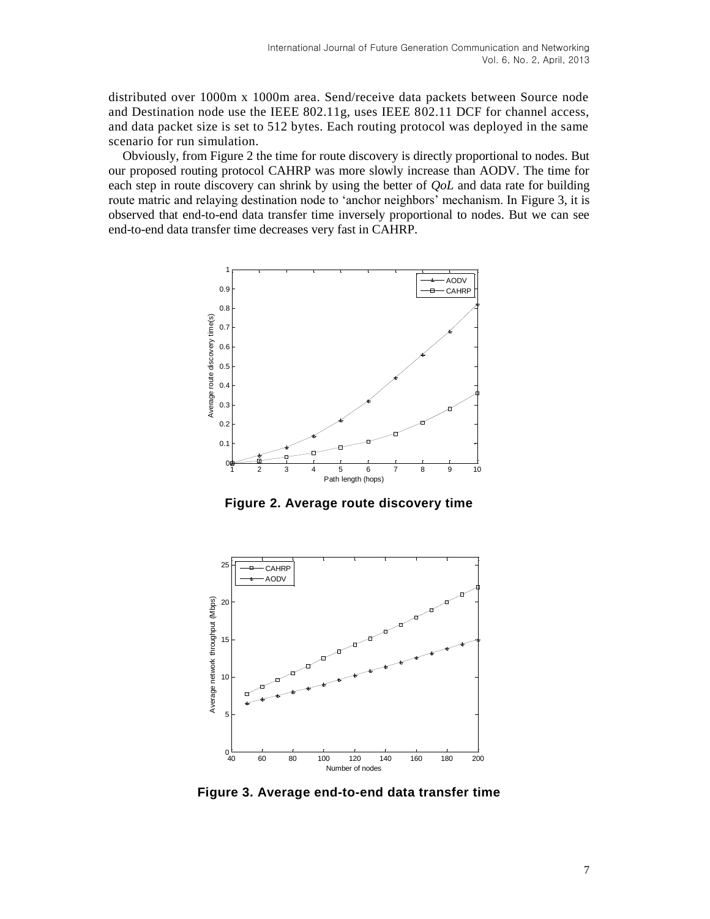distributed over 1000m x 1000m area. Send/receive data packets between Source node and Destination node use the IEEE 802.11g, uses IEEE 802.11 DCF for channel access, and data packet size is set to 512 bytes. Each routing protocol was deployed in the same scenario for run simulation.

Obviously, from Figure 2 the time for route discovery is directly proportional to nodes. But our proposed routing protocol CAHRP was more slowly increase than AODV. The time for each step in route discovery can shrink by using the better of *QoL* and data rate for building route matric and relaying destination node to 'anchor neighbors' mechanism. In Figure 3, it is observed that end-to-end data transfer time inversely proportional to nodes. But we can see end-to-end data transfer time decreases very fast in CAHRP.

**Figure 2. Average route discovery time**

**Figure 3. Average end-to-end data transfer time**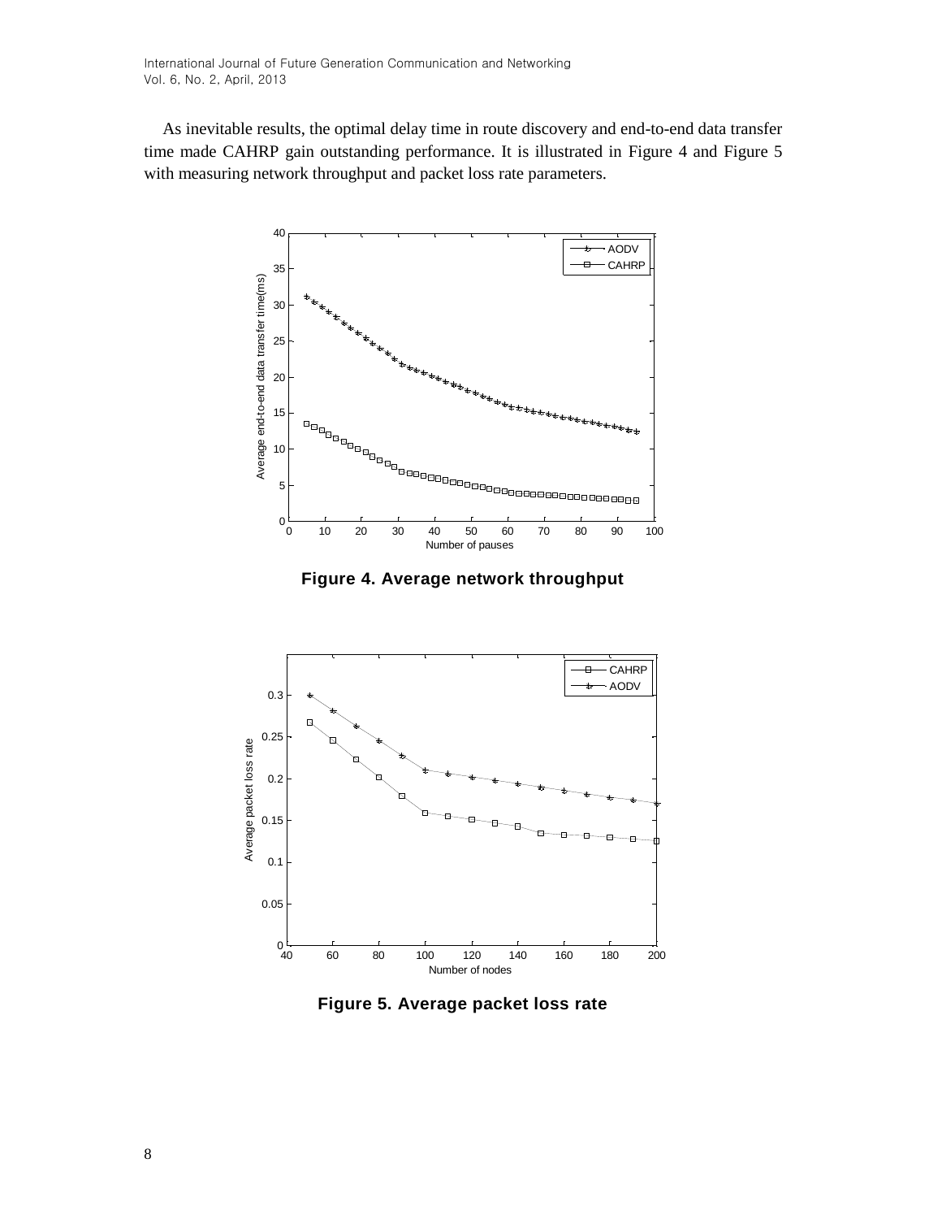As inevitable results, the optimal delay time in route discovery and end-to-end data transfer time made CAHRP gain outstanding performance. It is illustrated in Figure 4 and Figure 5 with measuring network throughput and packet loss rate parameters.

**Figure 4. Average network throughput**

**Figure 5. Average packet loss rate**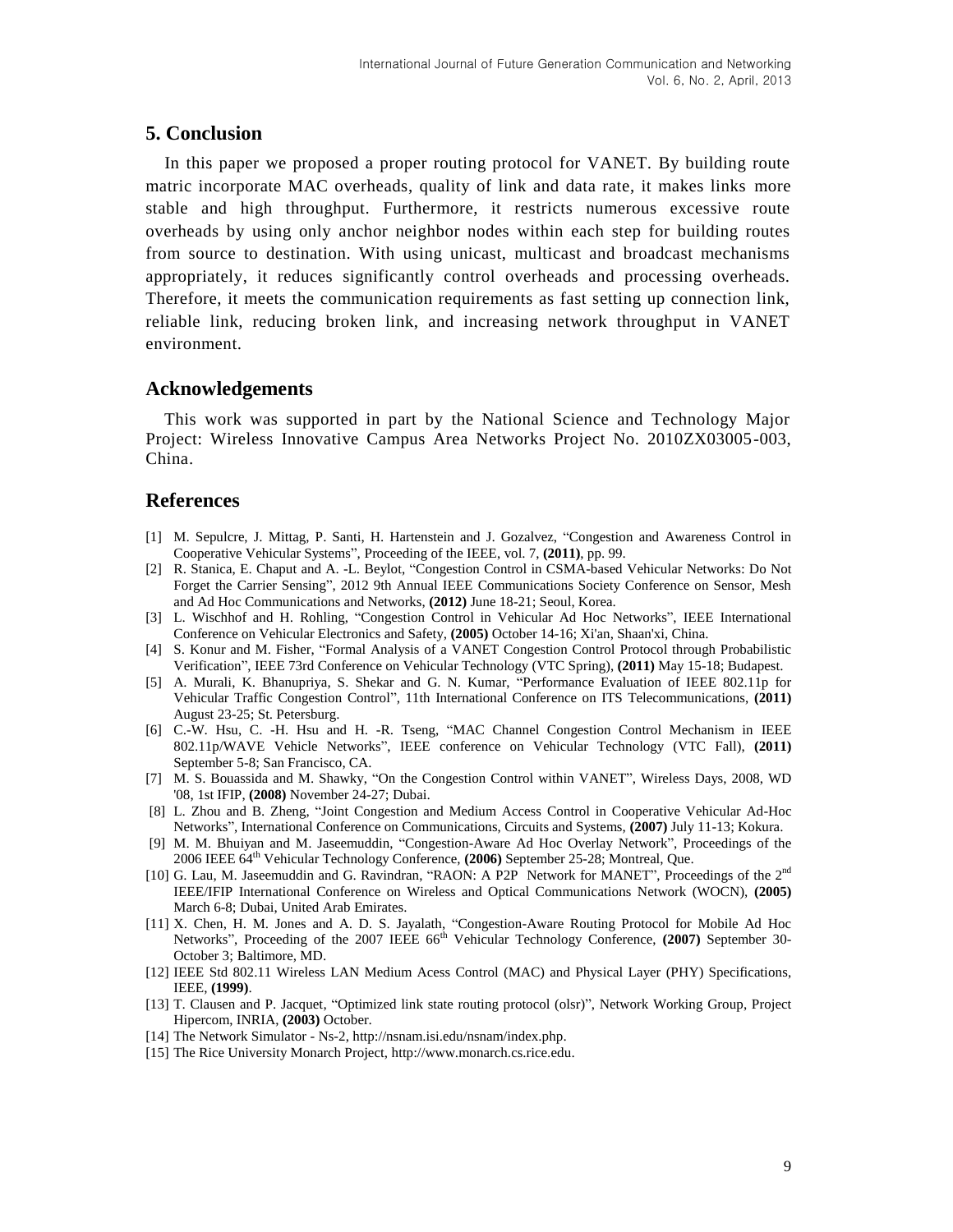## 5. Conclusion

In this paper we proposed a proper routing protocol for VANET. By building route matric incorporate MAC overheads, quality of link and data rate, it makes links more stable and high throughput. Furthermore, it restricts numerous excessive route overheads by using only anchor neighbor nodes within each step for building routes from source to destination. With using unicast, multicast and broadcast mechanisms appropriately, it reduces significantly control overheads and processing overheads. Therefore, it meets the communication requirements as fast setting up connection link, reliable link, reducing broken link, and increasing network throughput in VANET environment.

## Acknowledgements

This work was supported in part by the National Science and Technology Major Project: Wireless Innovative Campus Area Networks Project No. 2010ZX03005-003, China.

## References

[1] M. Sepulcre, J. Mittag, P. Santi, H. Hartenstein and J. Gozalvez, "Congestion and Awareness Control in Cooperative Vehicular Systems", Proceeding of the IEEE, vol. 7, **(2011)**, pp. 99.

[2] R. Stanica, E. Chaput and A. -L. Beylot, "Congestion Control in CSMA-based Vehicular Networks: Do Not Forget the Carrier Sensing", 2012 9th Annual IEEE Communications Society Conference on Sensor, Mesh and Ad Hoc Communications and Networks, **(2012)** June 18-21; Seoul, Korea.

[3] L. Wischhof and H. Rohling, "Congestion Control in Vehicular Ad Hoc Networks", IEEE International Conference on Vehicular Electronics and Safety, **(2005)** October 14-16; Xi'an, Shaan'xi, China.

[4] S. Konur and M. Fisher, "Formal Analysis of a VANET Congestion Control Protocol through Probabilistic Verification", IEEE 73rd Conference on Vehicular Technology (VTC Spring), **(2011)** May 15-18; Budapest.

[5] A. Murali, K. Bhanupriya, S. Shekar and G. N. Kumar, "Performance Evaluation of IEEE 802.11p for Vehicular Traffic Congestion Control", 11th International Conference on ITS Telecommunications, **(2011)** August 23-25; St. Petersburg.

[6] C.-W. Hsu, C. -H. Hsu and H. -R. Tseng, "MAC Channel Congestion Control Mechanism in IEEE 802.11p/WAVE Vehicle Networks", IEEE conference on Vehicular Technology (VTC Fall), **(2011)** September 5-8; San Francisco, CA.

[7] M. S. Bouassida and M. Shawky, "On the Congestion Control within VANET", Wireless Days, 2008, WD '08, 1st IFIP, **(2008)** November 24-27; Dubai.

[8] L. Zhou and B. Zheng, "Joint Congestion and Medium Access Control in Cooperative Vehicular Ad-Hoc Networks", International Conference on Communications, Circuits and Systems, **(2007)** July 11-13; Kokura.

[9] M. M. Bhuiyan and M. Jaseemuddin, "Congestion-Aware Ad Hoc Overlay Network", Proceedings of the 2006 IEEE 64th Vehicular Technology Conference, **(2006)** September 25-28; Montreal, Que.

[10] G. Lau, M. Jaseemuddin and G. Ravindran, "RAON: A P2P Network for MANET", Proceedings of the 2nd IEEE/IFIP International Conference on Wireless and Optical Communications Network (WOCN), **(2005)** March 6-8; Dubai, United Arab Emirates.

[11] X. Chen, H. M. Jones and A. D. S. Jayalath, "Congestion-Aware Routing Protocol for Mobile Ad Hoc Networks", Proceeding of the 2007 IEEE 66th Vehicular Technology Conference, **(2007)** September 30-October 3; Baltimore, MD.

[12] IEEE Std 802.11 Wireless LAN Medium Acess Control (MAC) and Physical Layer (PHY) Specifications, IEEE, **(1999)**.

[13] T. Clausen and P. Jacquet, "Optimized link state routing protocol (olsr)", Network Working Group, Project Hipercom, INRIA, **(2003)** October.

[14] The Network Simulator - Ns-2, http://nsnam.isi.edu/nsnam/index.php.

[15] The Rice University Monarch Project, http://www.monarch.cs.rice.edu.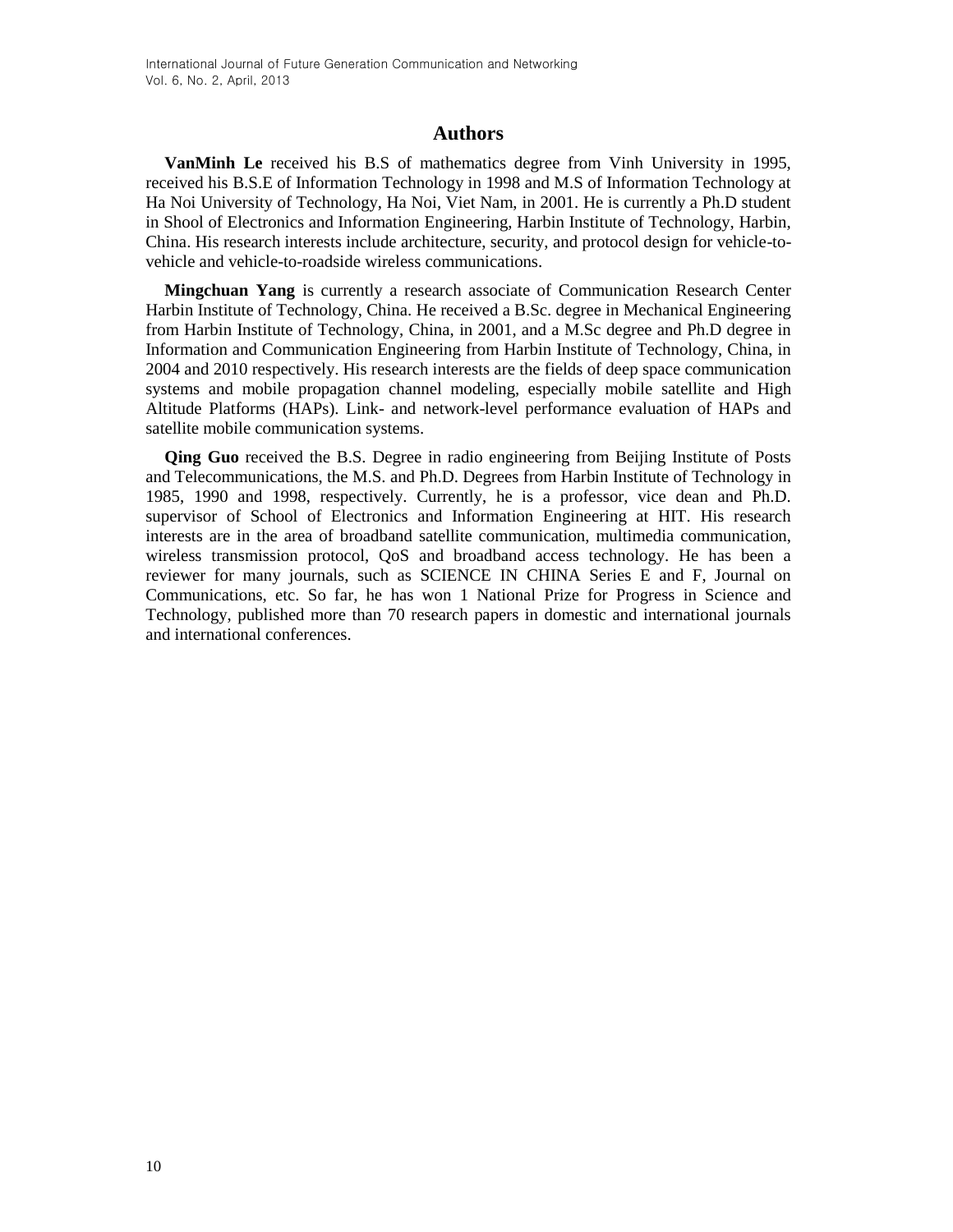## Authors

**VanMinh Le** received his B.S of mathematics degree from Vinh University in 1995, received his B.S.E of Information Technology in 1998 and M.S of Information Technology at Ha Noi University of Technology, Ha Noi, Viet Nam, in 2001. He is currently a Ph.D student in Shool of Electronics and Information Engineering, Harbin Institute of Technology, Harbin, China. His research interests include architecture, security, and protocol design for vehicle-to-vehicle and vehicle-to-roadside wireless communications.

**Mingchuan Yang** is currently a research associate of Communication Research Center Harbin Institute of Technology, China. He received a B.Sc. degree in Mechanical Engineering from Harbin Institute of Technology, China, in 2001, and a M.Sc degree and Ph.D degree in Information and Communication Engineering from Harbin Institute of Technology, China, in 2004 and 2010 respectively. His research interests are the fields of deep space communication systems and mobile propagation channel modeling, especially mobile satellite and High Altitude Platforms (HAPs). Link- and network-level performance evaluation of HAPs and satellite mobile communication systems.

**Qing Guo** received the B.S. Degree in radio engineering from Beijing Institute of Posts and Telecommunications, the M.S. and Ph.D. Degrees from Harbin Institute of Technology in 1985, 1990 and 1998, respectively. Currently, he is a professor, vice dean and Ph.D. supervisor of School of Electronics and Information Engineering at HIT. His research interests are in the area of broadband satellite communication, multimedia communication, wireless transmission protocol, QoS and broadband access technology. He has been a reviewer for many journals, such as SCIENCE IN CHINA Series E and F, Journal on Communications, etc. So far, he has won 1 National Prize for Progress in Science and Technology, published more than 70 research papers in domestic and international journals and international conferences.